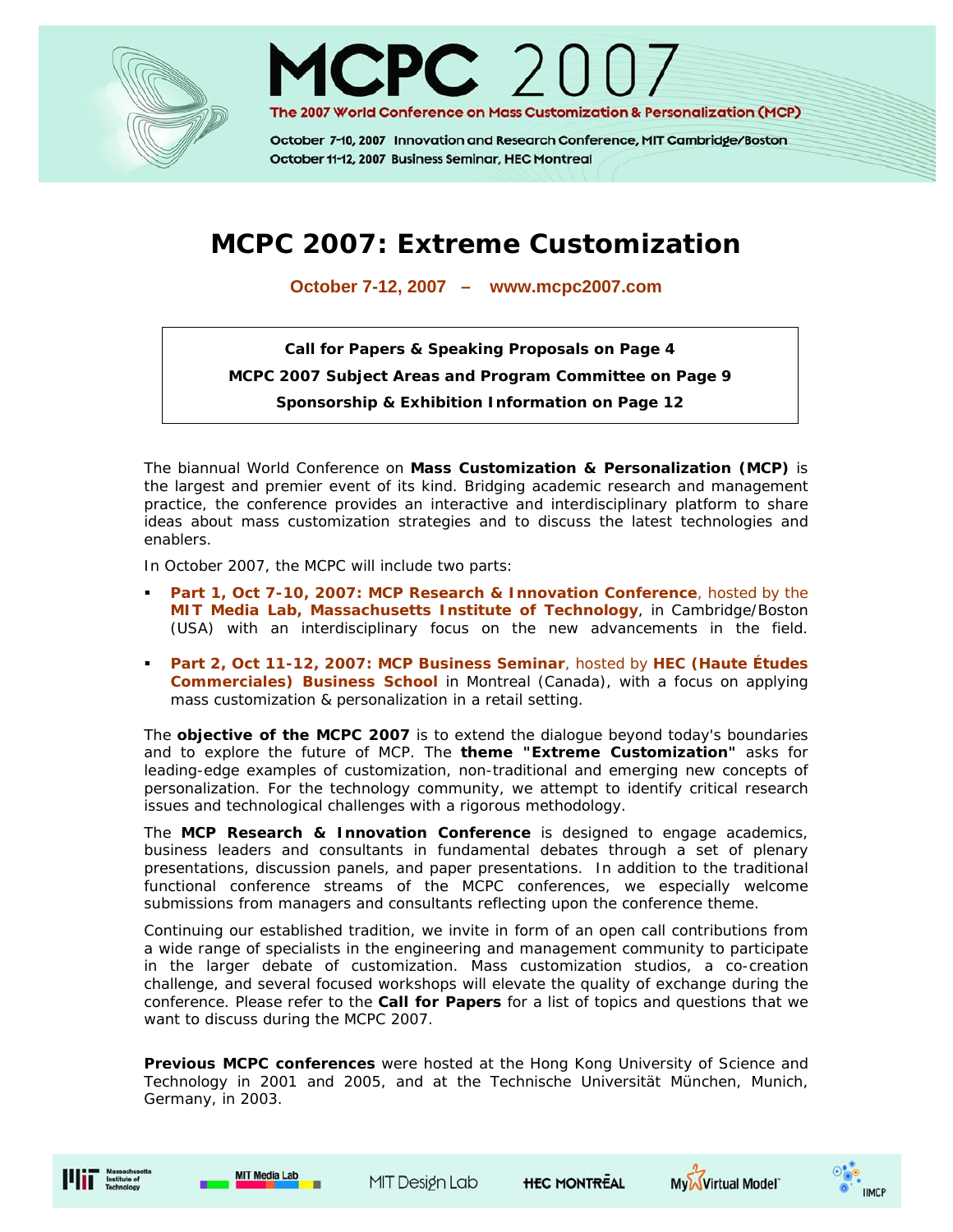# MCPC 2007

**The 2007 World Conference on Mass Customization & Personalization (MCP)**

October 7-10, 2007 Innovation and Research Conference, MIT Cambridge/Boston
October 11-12, 2007 Business Seminar, HEC Montreal

# MCPC 2007: Extreme Customization

**October 7-12, 2007 – www.mcpc2007.com**

**Call for Papers & Speaking Proposals on Page 4**

**MCPC 2007 Subject Areas and Program Committee on Page 9**

**Sponsorship & Exhibition Information on Page 12**

The biannual World Conference on **Mass Customization & Personalization (MCP)** is the largest and premier event of its kind. Bridging academic research and management practice, the conference provides an interactive and interdisciplinary platform to share ideas about mass customization strategies and to discuss the latest technologies and enablers.

In October 2007, the MCPC will include two parts:

- **Part 1, Oct 7-10, 2007: MCP Research & Innovation Conference**, hosted by the **MIT Media Lab, Massachusetts Institute of Technology**, in Cambridge/Boston (USA) with an interdisciplinary focus on the new advancements in the field.
- **Part 2, Oct 11-12, 2007: MCP Business Seminar**, hosted by **HEC (Haute Études Commerciales) Business School** in Montreal (Canada), with a focus on applying mass customization & personalization in a retail setting.

The **objective of the MCPC 2007** is to extend the dialogue beyond today's boundaries and to explore the future of MCP. The **theme "Extreme Customization"** asks for leading-edge examples of customization, non-traditional and emerging new concepts of personalization. For the technology community, we attempt to identify critical research issues and technological challenges with a rigorous methodology.

The **MCP Research & Innovation Conference** is designed to engage academics, business leaders and consultants in fundamental debates through a set of plenary presentations, discussion panels, and paper presentations. In addition to the traditional functional conference streams of the MCPC conferences, we especially welcome submissions from managers and consultants reflecting upon the conference theme.

Continuing our established tradition, we invite in form of an open call contributions from a wide range of specialists in the engineering and management community to participate in the larger debate of customization. Mass customization studios, a co-creation challenge, and several focused workshops will elevate the quality of exchange during the conference. Please refer to the **Call for Papers** for a list of topics and questions that we want to discuss during the MCPC 2007.

**Previous MCPC conferences** were hosted at the Hong Kong University of Science and Technology in 2001 and 2005, and at the Technische Universität München, Munich, Germany, in 2003.

Massachusetts Institute of Technology | MIT Media Lab | MIT Design Lab | HEC MONTRÉAL | My Virtual Model™ | IIMCP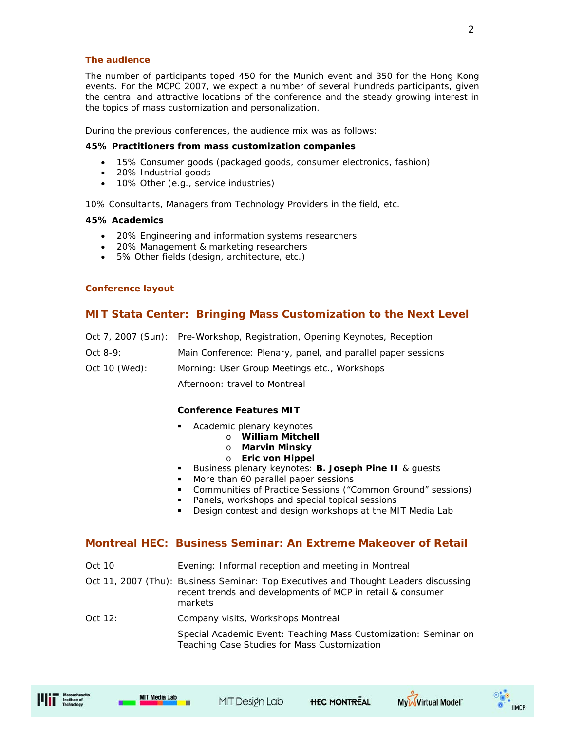### The audience

The number of participants toped 450 for the Munich event and 350 for the Hong Kong events. For the MCPC 2007, we expect a number of several hundreds participants, given the central and attractive locations of the conference and the steady growing interest in the topics of mass customization and personalization.

During the previous conferences, the audience mix was as follows:

**45% Practitioners from mass customization companies**

- 15% Consumer goods (packaged goods, consumer electronics, fashion)
- 20% Industrial goods
- 10% Other (e.g., service industries)

10% Consultants, Managers from Technology Providers in the field, etc.

**45% Academics**

- 20% Engineering and information systems researchers
- 20% Management & marketing researchers
- 5% Other fields (design, architecture, etc.)

### Conference layout

## MIT Stata Center: Bringing Mass Customization to the Next Level

| | |
|---|---|
| Oct 7, 2007 (Sun): | Pre-Workshop, Registration, Opening Keynotes, Reception |
| Oct 8-9: | Main Conference: Plenary, panel, and parallel paper sessions |
| Oct 10 (Wed): | Morning: User Group Meetings etc., Workshops |
| | Afternoon: travel to Montreal |

**Conference Features MIT**

- Academic plenary keynotes
  - **William Mitchell**
  - **Marvin Minsky**
  - **Eric von Hippel**
- Business plenary keynotes: **B. Joseph Pine II** & guests
- More than 60 parallel paper sessions
- Communities of Practice Sessions (“Common Ground” sessions)
- Panels, workshops and special topical sessions
- Design contest and design workshops at the MIT Media Lab

## Montreal HEC: Business Seminar: An Extreme Makeover of Retail

| | |
|---|---|
| Oct 10 | Evening: Informal reception and meeting in Montreal |
| Oct 11, 2007 (Thu): | Business Seminar: Top Executives and Thought Leaders discussing recent trends and developments of MCP in retail & consumer markets |
| Oct 12: | Company visits, Workshops Montreal |
| | Special Academic Event: Teaching Mass Customization: Seminar on Teaching Case Studies for Mass Customization |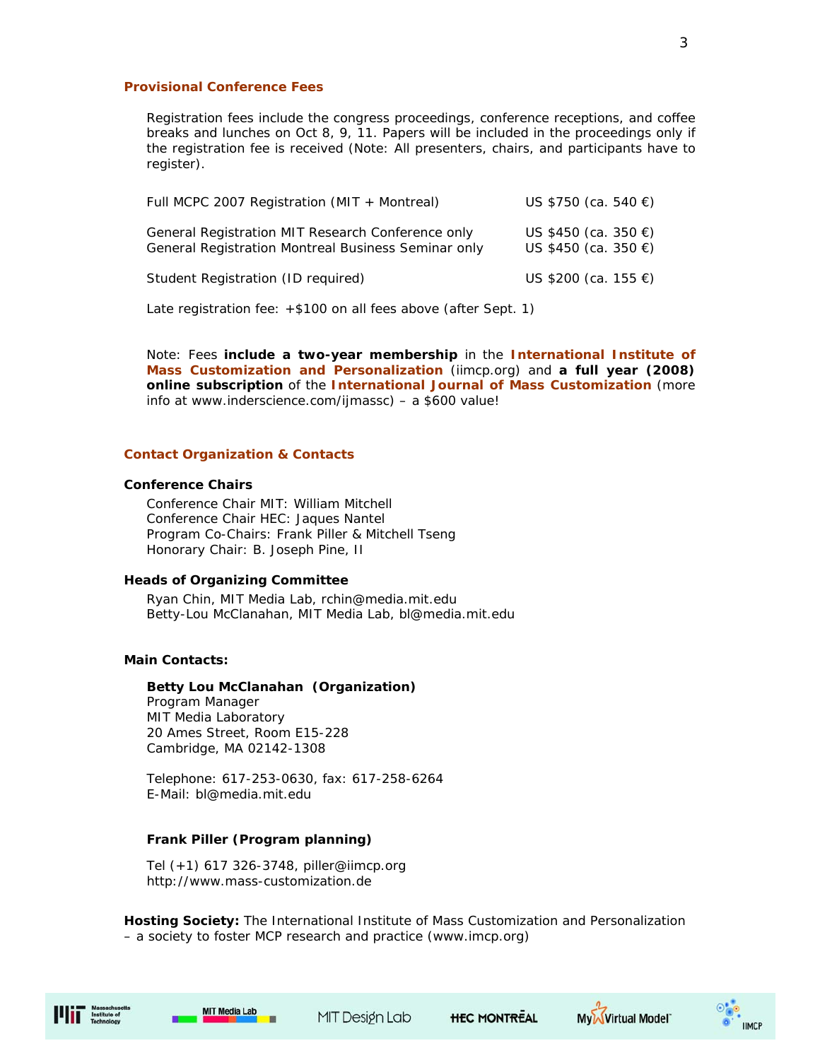## Provisional Conference Fees

Registration fees include the congress proceedings, conference receptions, and coffee breaks and lunches on Oct 8, 9, 11. Papers will be included in the proceedings only if the registration fee is received (Note: All presenters, chairs, and participants have to register).

| | |
|---|---|
| Full MCPC 2007 Registration (MIT + Montreal) | US $750 (ca. 540 €) |
| General Registration MIT Research Conference only | US $450 (ca. 350 €) |
| General Registration Montreal Business Seminar only | US $450 (ca. 350 €) |
| Student Registration (ID required) | US $200 (ca. 155 €) |

Late registration fee: +$100 on all fees above (after Sept. 1)

Note: Fees **include a two-year membership** in the **International Institute of Mass Customization and Personalization** (iimcp.org) and **a full year (2008) online subscription** of the **International Journal of Mass Customization** (more info at www.inderscience.com/ijmassc) – a $600 value!

## Contact Organization & Contacts

### Conference Chairs

Conference Chair MIT: William Mitchell
Conference Chair HEC: Jaques Nantel
Program Co-Chairs: Frank Piller & Mitchell Tseng
Honorary Chair: B. Joseph Pine, II

### Heads of Organizing Committee

Ryan Chin, MIT Media Lab, rchin@media.mit.edu
Betty-Lou McClanahan, MIT Media Lab, bl@media.mit.edu

### Main Contacts:

**Betty Lou McClanahan (Organization)**
Program Manager
MIT Media Laboratory
20 Ames Street, Room E15-228
Cambridge, MA 02142-1308

Telephone: 617-253-0630, fax: 617-258-6264
E-Mail: bl@media.mit.edu

**Frank Piller (Program planning)**

Tel (+1) 617 326-3748, piller@iimcp.org
http://www.mass-customization.de

**Hosting Society:** The International Institute of Mass Customization and Personalization – a society to foster MCP research and practice (www.imcp.org)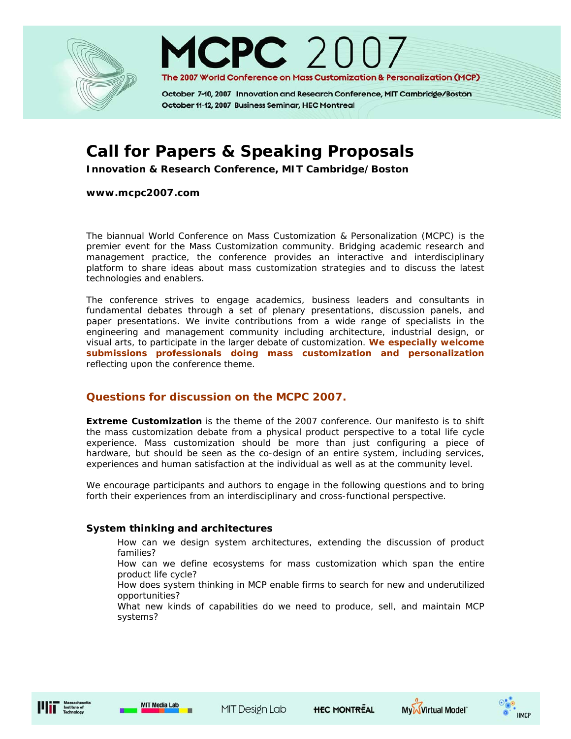# MCPC 2007

**The 2007 World Conference on Mass Customization & Personalization (MCP)**

October 7-10, 2007 Innovation and Research Conference, MIT Cambridge/Boston
October 11-12, 2007 Business Seminar, HEC Montreal

# Call for Papers & Speaking Proposals

**Innovation & Research Conference, MIT Cambridge/Boston**

**www.mcpc2007.com**

The biannual World Conference on Mass Customization & Personalization (MCPC) is the premier event for the Mass Customization community. Bridging academic research and management practice, the conference provides an interactive and interdisciplinary platform to share ideas about mass customization strategies and to discuss the latest technologies and enablers.

The conference strives to engage academics, business leaders and consultants in fundamental debates through a set of plenary presentations, discussion panels, and paper presentations. We invite contributions from a wide range of specialists in the engineering and management community including architecture, industrial design, or visual arts, to participate in the larger debate of customization. **We especially welcome submissions professionals doing mass customization and personalization** reflecting upon the conference theme.

## Questions for discussion on the MCPC 2007.

**Extreme Customization** is the theme of the 2007 conference. Our manifesto is to shift the mass customization debate from a physical product perspective to a total life cycle experience. Mass customization should be more than just configuring a piece of hardware, but should be seen as the co-design of an entire system, including services, experiences and human satisfaction at the individual as well as at the community level.

We encourage participants and authors to engage in the following questions and to bring forth their experiences from an interdisciplinary and cross-functional perspective.

### System thinking and architectures

How can we design system architectures, extending the discussion of product families?
How can we define ecosystems for mass customization which span the entire product life cycle?
How does system thinking in MCP enable firms to search for new and underutilized opportunities?
What new kinds of capabilities do we need to produce, sell, and maintain MCP systems?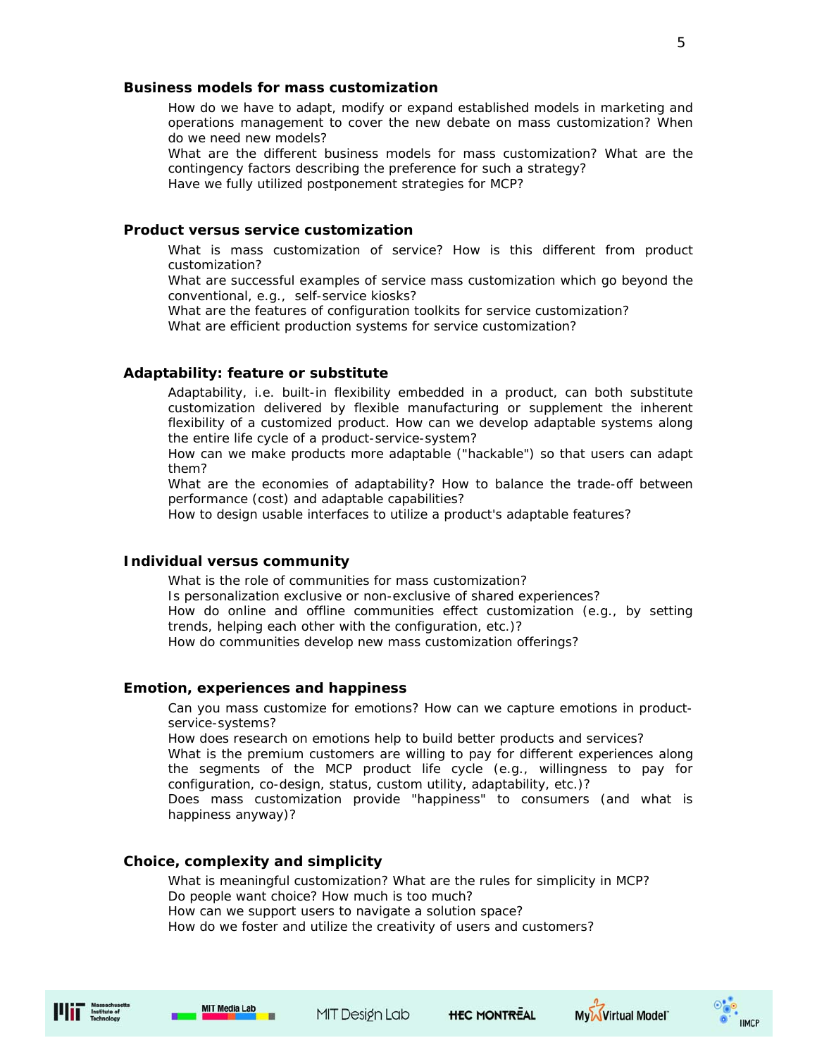### Business models for mass customization

How do we have to adapt, modify or expand established models in marketing and operations management to cover the new debate on mass customization? When do we need new models?

What are the different business models for mass customization? What are the contingency factors describing the preference for such a strategy?

Have we fully utilized postponement strategies for MCP?

### Product versus service customization

What is mass customization of service? How is this different from product customization?

What are successful examples of service mass customization which go beyond the conventional, e.g., self-service kiosks?

What are the features of configuration toolkits for service customization?

What are efficient production systems for service customization?

### Adaptability: feature or substitute

Adaptability, i.e. built-in flexibility embedded in a product, can both substitute customization delivered by flexible manufacturing or supplement the inherent flexibility of a customized product. How can we develop adaptable systems along the entire life cycle of a product-service-system?

How can we make products more adaptable ("hackable") so that users can adapt them?

What are the economies of adaptability? How to balance the trade-off between performance (cost) and adaptable capabilities?

How to design usable interfaces to utilize a product's adaptable features?

### Individual versus community

What is the role of communities for mass customization?

Is personalization exclusive or non-exclusive of shared experiences?

How do online and offline communities effect customization (e.g., by setting trends, helping each other with the configuration, etc.)?

How do communities develop new mass customization offerings?

### Emotion, experiences and happiness

Can you mass customize for emotions? How can we capture emotions in product-service-systems?

How does research on emotions help to build better products and services?

What is the premium customers are willing to pay for different experiences along the segments of the MCP product life cycle (e.g., willingness to pay for configuration, co-design, status, custom utility, adaptability, etc.)?

Does mass customization provide "happiness" to consumers (and what is happiness anyway)?

### Choice, complexity and simplicity

What is meaningful customization? What are the rules for simplicity in MCP?

Do people want choice? How much is too much?

How can we support users to navigate a solution space?

How do we foster and utilize the creativity of users and customers?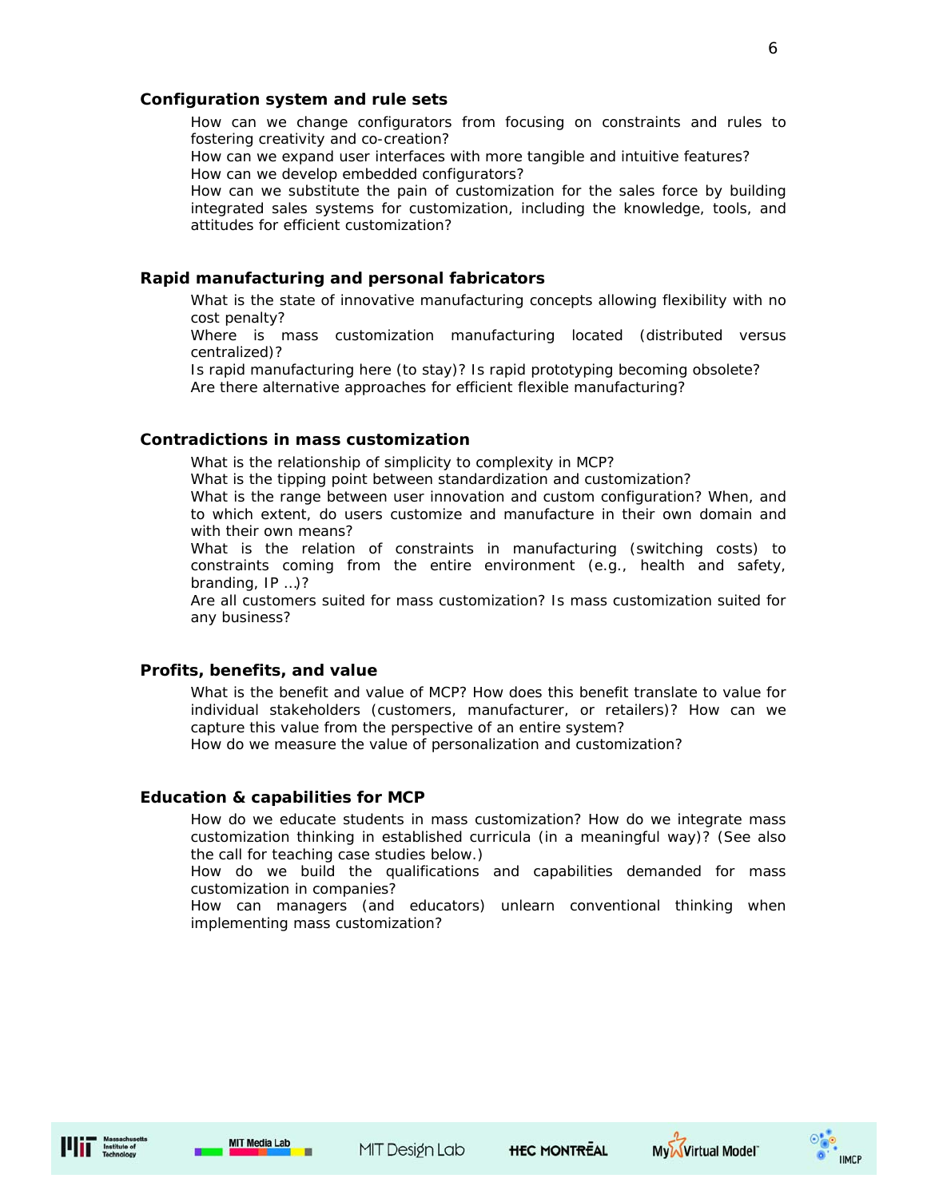### Configuration system and rule sets

How can we change configurators from focusing on constraints and rules to fostering creativity and co-creation?
How can we expand user interfaces with more tangible and intuitive features?
How can we develop embedded configurators?
How can we substitute the pain of customization for the sales force by building integrated sales systems for customization, including the knowledge, tools, and attitudes for efficient customization?

### Rapid manufacturing and personal fabricators

What is the state of innovative manufacturing concepts allowing flexibility with no cost penalty?
Where is mass customization manufacturing located (distributed versus centralized)?
Is rapid manufacturing here (to stay)? Is rapid prototyping becoming obsolete?
Are there alternative approaches for efficient flexible manufacturing?

### Contradictions in mass customization

What is the relationship of simplicity to complexity in MCP?
What is the tipping point between standardization and customization?
What is the range between user innovation and custom configuration? When, and to which extent, do users customize and manufacture in their own domain and with their own means?
What is the relation of constraints in manufacturing (switching costs) to constraints coming from the entire environment (e.g., health and safety, branding, IP …)?
Are all customers suited for mass customization? Is mass customization suited for any business?

### Profits, benefits, and value

What is the benefit and value of MCP? How does this benefit translate to value for individual stakeholders (customers, manufacturer, or retailers)? How can we capture this value from the perspective of an entire system?
How do we measure the value of personalization and customization?

### Education & capabilities for MCP

How do we educate students in mass customization? How do we integrate mass customization thinking in established curricula (in a meaningful way)? (See also the call for teaching case studies below.)
How do we build the qualifications and capabilities demanded for mass customization in companies?
How can managers (and educators) unlearn conventional thinking when implementing mass customization?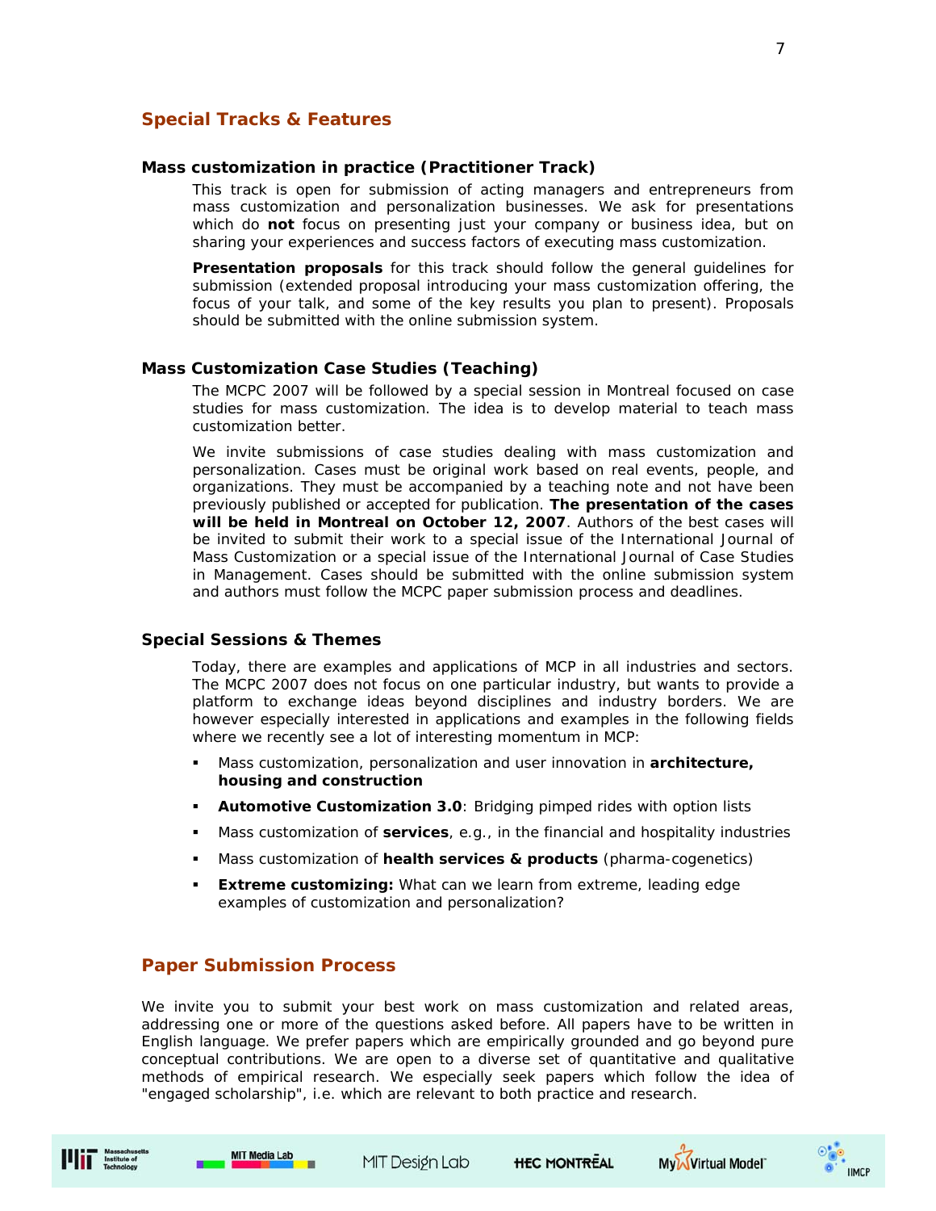## Special Tracks & Features

### Mass customization in practice (Practitioner Track)

This track is open for submission of acting managers and entrepreneurs from mass customization and personalization businesses. We ask for presentations which do **not** focus on presenting just your company or business idea, but on sharing your experiences and success factors of executing mass customization.

**Presentation proposals** for this track should follow the general guidelines for submission (extended proposal introducing your mass customization offering, the focus of your talk, and some of the key results you plan to present). Proposals should be submitted with the online submission system.

### Mass Customization Case Studies (Teaching)

The MCPC 2007 will be followed by a special session in Montreal focused on case studies for mass customization. The idea is to develop material to teach mass customization better.

We invite submissions of case studies dealing with mass customization and personalization. Cases must be original work based on real events, people, and organizations. They must be accompanied by a teaching note and not have been previously published or accepted for publication. **The presentation of the cases will be held in Montreal on October 12, 2007**. Authors of the best cases will be invited to submit their work to a special issue of the International Journal of Mass Customization or a special issue of the International Journal of Case Studies in Management. Cases should be submitted with the online submission system and authors must follow the MCPC paper submission process and deadlines.

### Special Sessions & Themes

Today, there are examples and applications of MCP in all industries and sectors. The MCPC 2007 does not focus on one particular industry, but wants to provide a platform to exchange ideas beyond disciplines and industry borders. We are however especially interested in applications and examples in the following fields where we recently see a lot of interesting momentum in MCP:

- Mass customization, personalization and user innovation in **architecture, housing and construction**
- **Automotive Customization 3.0**: Bridging pimped rides with option lists
- Mass customization of **services**, e.g., in the financial and hospitality industries
- Mass customization of **health services & products** (pharma-cogenetics)
- **Extreme customizing:** What can we learn from extreme, leading edge examples of customization and personalization?

## Paper Submission Process

We invite you to submit your best work on mass customization and related areas, addressing one or more of the questions asked before. All papers have to be written in English language. We prefer papers which are empirically grounded and go beyond pure conceptual contributions. We are open to a diverse set of quantitative and qualitative methods of empirical research. We especially seek papers which follow the idea of "engaged scholarship", i.e. which are relevant to both practice and research.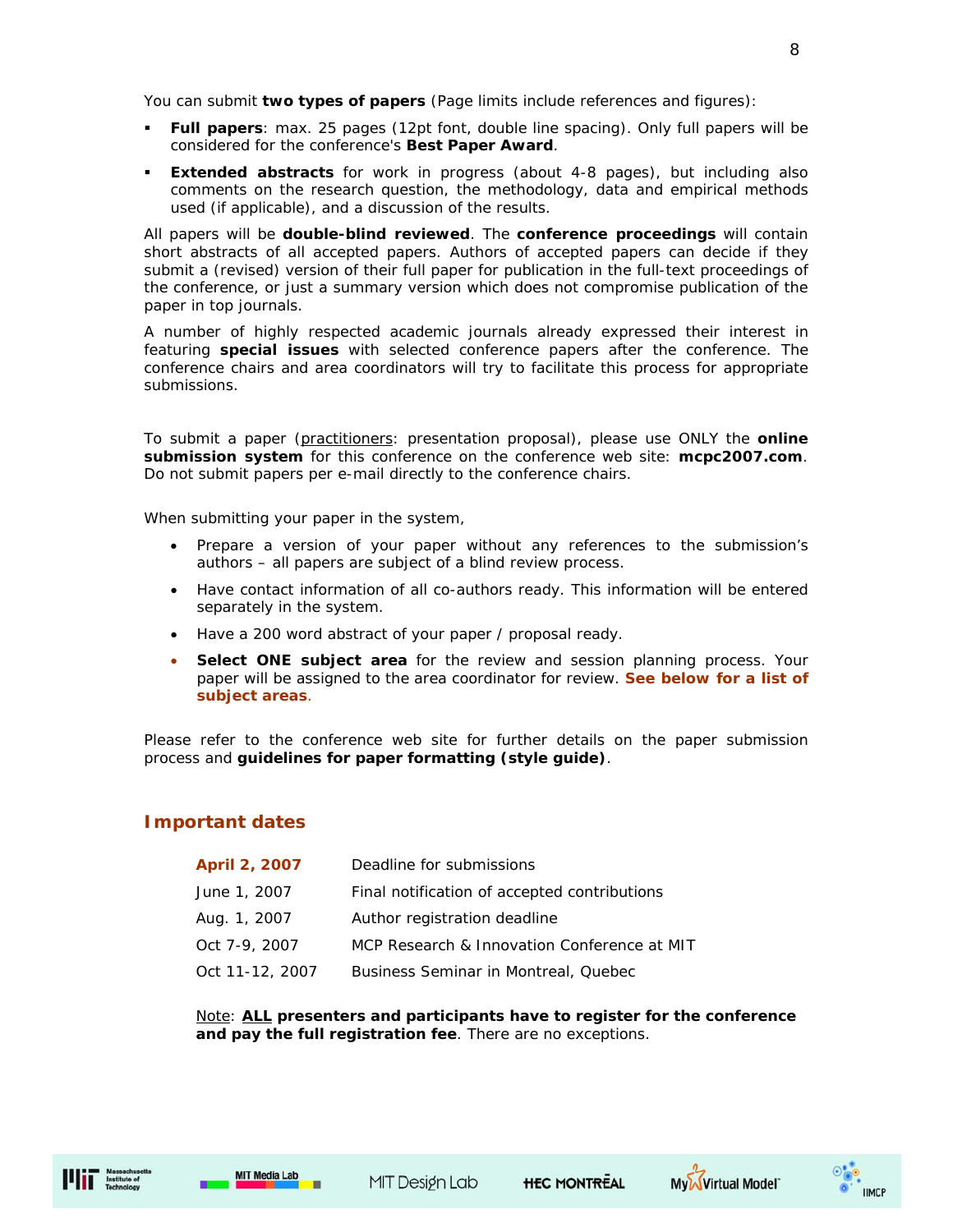You can submit **two types of papers** (Page limits include references and figures):

- **Full papers**: max. 25 pages (12pt font, double line spacing). Only full papers will be considered for the conference's **Best Paper Award**.
- **Extended abstracts** for work in progress (about 4-8 pages), but including also comments on the research question, the methodology, data and empirical methods used (if applicable), and a discussion of the results.

All papers will be **double-blind reviewed**. The **conference proceedings** will contain short abstracts of all accepted papers. Authors of accepted papers can decide if they submit a (revised) version of their full paper for publication in the full-text proceedings of the conference, or just a summary version which does not compromise publication of the paper in top journals.

A number of highly respected academic journals already expressed their interest in featuring **special issues** with selected conference papers after the conference. The conference chairs and area coordinators will try to facilitate this process for appropriate submissions.

To submit a paper (practitioners: presentation proposal), please use ONLY the **online submission system** for this conference on the conference web site: **mcpc2007.com**. Do not submit papers per e-mail directly to the conference chairs.

When submitting your paper in the system,

- Prepare a version of your paper without any references to the submission's authors – all papers are subject of a blind review process.
- Have contact information of all co-authors ready. This information will be entered separately in the system.
- Have a 200 word abstract of your paper / proposal ready.
- **Select ONE subject area** for the review and session planning process. Your paper will be assigned to the area coordinator for review. **See below for a list of subject areas**.

Please refer to the conference web site for further details on the paper submission process and **guidelines for paper formatting (style guide)**.

## Important dates

| | |
|---|---|
| **April 2, 2007** | Deadline for submissions |
| June 1, 2007 | Final notification of accepted contributions |
| Aug. 1, 2007 | Author registration deadline |
| Oct 7-9, 2007 | MCP Research & Innovation Conference at MIT |
| Oct 11-12, 2007 | Business Seminar in Montreal, Quebec |

Note: **ALL presenters and participants have to register for the conference and pay the full registration fee**. There are no exceptions.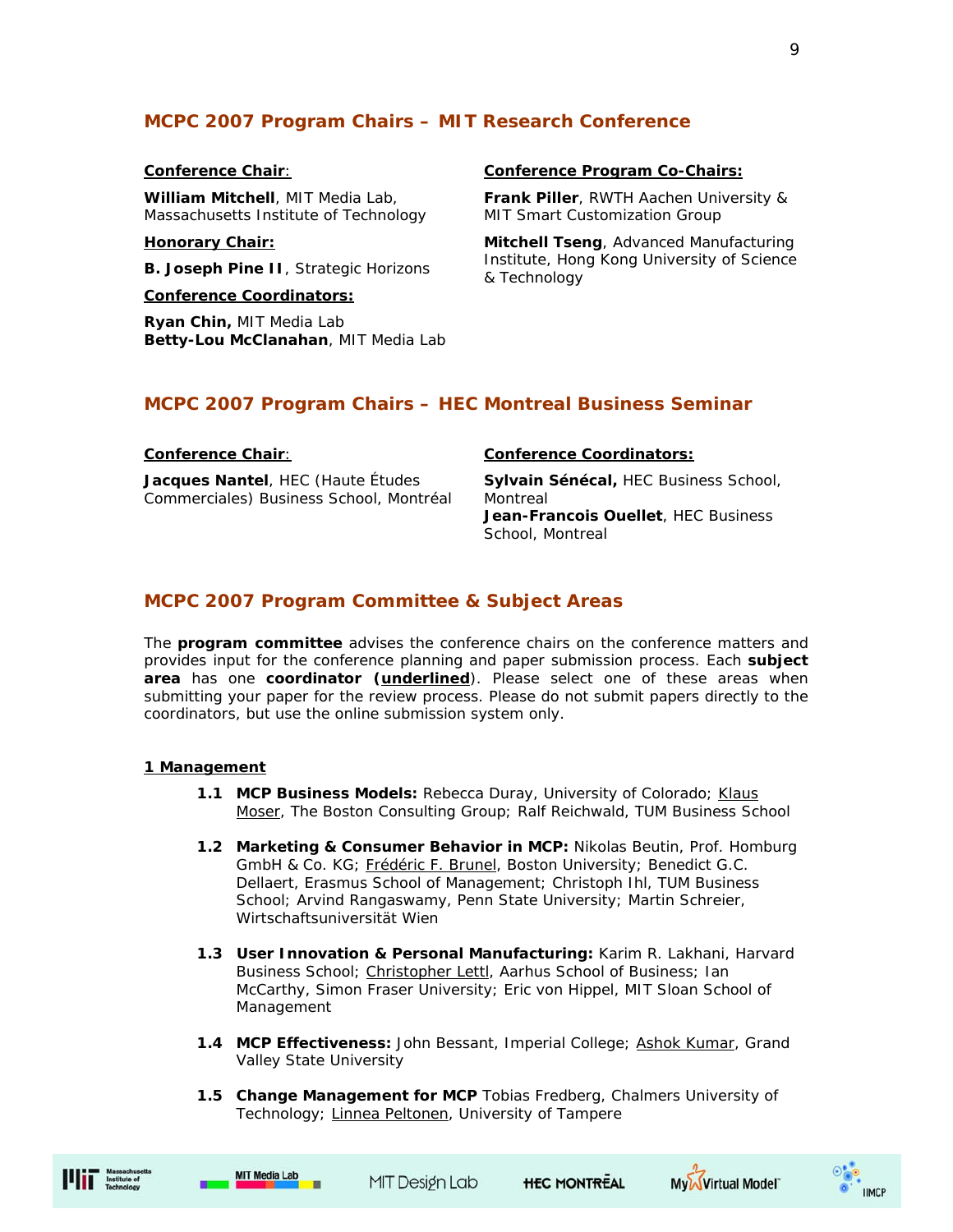## MCPC 2007 Program Chairs – MIT Research Conference

**Conference Chair**:

**William Mitchell**, MIT Media Lab, Massachusetts Institute of Technology

**Honorary Chair:**

**B. Joseph Pine II**, Strategic Horizons

**Conference Coordinators:**

**Ryan Chin,** MIT Media Lab
**Betty-Lou McClanahan**, MIT Media Lab

**Conference Program Co-Chairs:**

**Frank Piller**, RWTH Aachen University & MIT Smart Customization Group

**Mitchell Tseng**, Advanced Manufacturing Institute, Hong Kong University of Science & Technology

## MCPC 2007 Program Chairs – HEC Montreal Business Seminar

**Conference Chair**:

**Jacques Nantel**, HEC (Haute Études Commerciales) Business School, Montréal

**Conference Coordinators:**

**Sylvain Sénécal,** HEC Business School, Montreal
**Jean-Francois Ouellet**, HEC Business School, Montreal

## MCPC 2007 Program Committee & Subject Areas

The **program committee** advises the conference chairs on the conference matters and provides input for the conference planning and paper submission process. Each **subject area** has one **coordinator (underlined)**. Please select one of these areas when submitting your paper for the review process. Please do not submit papers directly to the coordinators, but use the online submission system only.

**1 Management**

- **1.1 MCP Business Models:** Rebecca Duray, University of Colorado; Klaus Moser, The Boston Consulting Group; Ralf Reichwald, TUM Business School
- **1.2 Marketing & Consumer Behavior in MCP:** Nikolas Beutin, Prof. Homburg GmbH & Co. KG; Frédéric F. Brunel, Boston University; Benedict G.C. Dellaert, Erasmus School of Management; Christoph Ihl, TUM Business School; Arvind Rangaswamy, Penn State University; Martin Schreier, Wirtschaftsuniversität Wien
- **1.3 User Innovation & Personal Manufacturing:** Karim R. Lakhani, Harvard Business School; Christopher Lettl, Aarhus School of Business; Ian McCarthy, Simon Fraser University; Eric von Hippel, MIT Sloan School of Management
- **1.4 MCP Effectiveness:** John Bessant, Imperial College; Ashok Kumar, Grand Valley State University
- **1.5 Change Management for MCP** Tobias Fredberg, Chalmers University of Technology; Linnea Peltonen, University of Tampere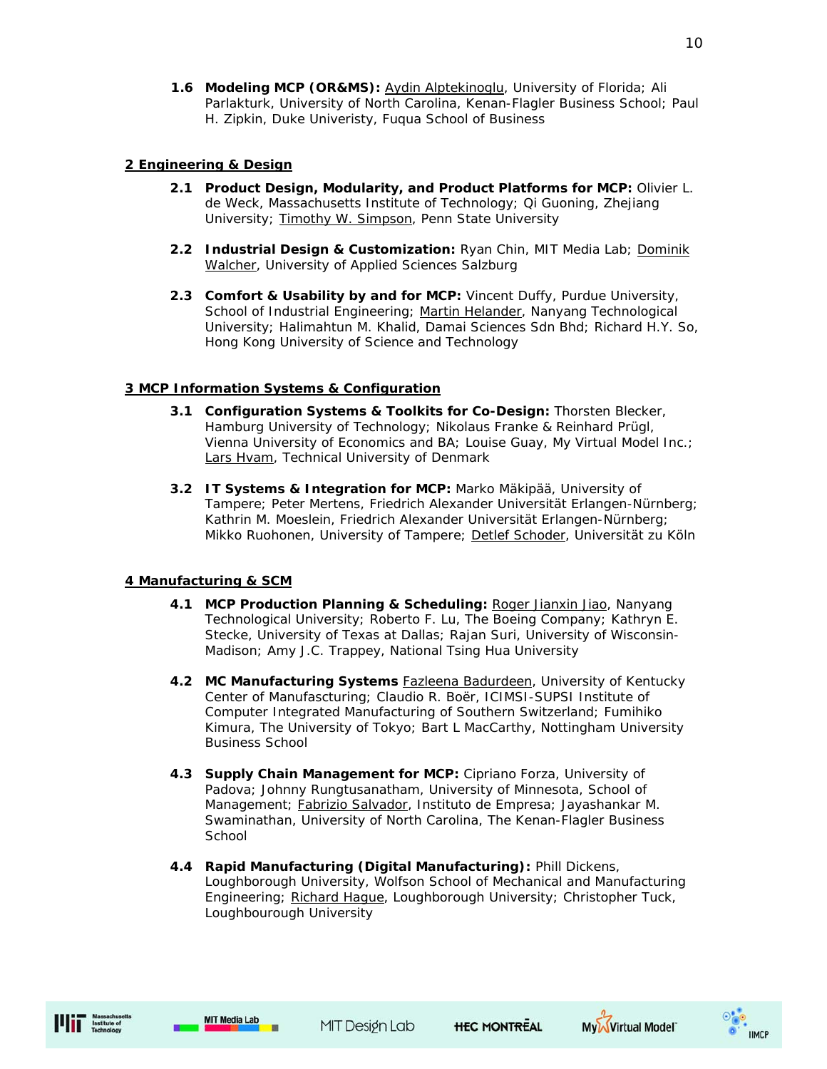**1.6 Modeling MCP (OR&MS):** <u>Aydin Alptekinoglu</u>, University of Florida; Ali Parlakturk, University of North Carolina, Kenan-Flagler Business School; Paul H. Zipkin, Duke Univeristy, Fuqua School of Business

## <u>2 Engineering & Design</u>

**2.1 Product Design, Modularity, and Product Platforms for MCP:** Olivier L. de Weck, Massachusetts Institute of Technology; Qi Guoning, Zhejiang University; <u>Timothy W. Simpson</u>, Penn State University

**2.2 Industrial Design & Customization:** Ryan Chin, MIT Media Lab; <u>Dominik Walcher</u>, University of Applied Sciences Salzburg

**2.3 Comfort & Usability by and for MCP:** Vincent Duffy, Purdue University, School of Industrial Engineering; <u>Martin Helander</u>, Nanyang Technological University; Halimahtun M. Khalid, Damai Sciences Sdn Bhd; Richard H.Y. So, Hong Kong University of Science and Technology

## <u>3 MCP Information Systems & Configuration</u>

**3.1 Configuration Systems & Toolkits for Co-Design:** Thorsten Blecker, Hamburg University of Technology; Nikolaus Franke & Reinhard Prügl, Vienna University of Economics and BA; Louise Guay, My Virtual Model Inc.; <u>Lars Hvam</u>, Technical University of Denmark

**3.2 IT Systems & Integration for MCP:** Marko Mäkipää, University of Tampere; Peter Mertens, Friedrich Alexander Universität Erlangen-Nürnberg; Kathrin M. Moeslein, Friedrich Alexander Universität Erlangen-Nürnberg; Mikko Ruohonen, University of Tampere; <u>Detlef Schoder</u>, Universität zu Köln

## <u>4 Manufacturing & SCM</u>

**4.1 MCP Production Planning & Scheduling:** <u>Roger Jianxin Jiao</u>, Nanyang Technological University; Roberto F. Lu, The Boeing Company; Kathryn E. Stecke, University of Texas at Dallas; Rajan Suri, University of Wisconsin-Madison; Amy J.C. Trappey, National Tsing Hua University

**4.2 MC Manufacturing Systems** <u>Fazleena Badurdeen</u>, University of Kentucky Center of Manufascturing; Claudio R. Boër, ICIMSI-SUPSI Institute of Computer Integrated Manufacturing of Southern Switzerland; Fumihiko Kimura, The University of Tokyo; Bart L MacCarthy, Nottingham University Business School

**4.3 Supply Chain Management for MCP:** Cipriano Forza, University of Padova; Johnny Rungtusanatham, University of Minnesota, School of Management; <u>Fabrizio Salvador</u>, Instituto de Empresa; Jayashankar M. Swaminathan, University of North Carolina, The Kenan-Flagler Business School

**4.4 Rapid Manufacturing (Digital Manufacturing):** Phill Dickens, Loughborough University, Wolfson School of Mechanical and Manufacturing Engineering; <u>Richard Hague</u>, Loughborough University; Christopher Tuck, Loughbourough University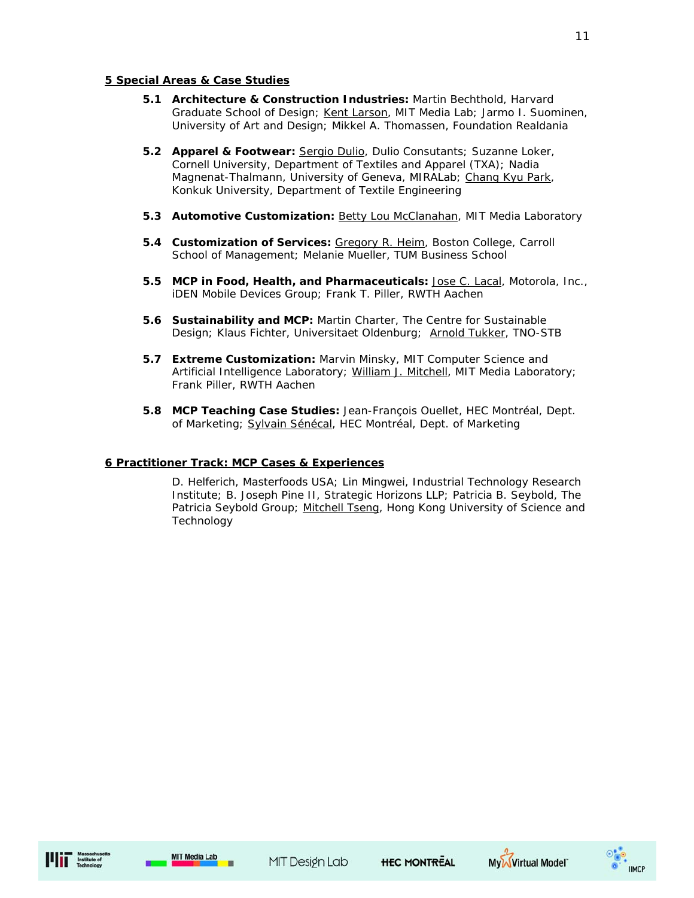## 5 Special Areas & Case Studies

- **5.1 Architecture & Construction Industries:** Martin Bechthold, Harvard Graduate School of Design; Kent Larson, MIT Media Lab; Jarmo I. Suominen, University of Art and Design; Mikkel A. Thomassen, Foundation Realdania

- **5.2 Apparel & Footwear:** Sergio Dulio, Dulio Consutants; Suzanne Loker, Cornell University, Department of Textiles and Apparel (TXA); Nadia Magnenat-Thalmann, University of Geneva, MIRALab; Chang Kyu Park, Konkuk University, Department of Textile Engineering

- **5.3 Automotive Customization:** Betty Lou McClanahan, MIT Media Laboratory

- **5.4 Customization of Services:** Gregory R. Heim, Boston College, Carroll School of Management; Melanie Mueller, TUM Business School

- **5.5 MCP in Food, Health, and Pharmaceuticals:** Jose C. Lacal, Motorola, Inc., iDEN Mobile Devices Group; Frank T. Piller, RWTH Aachen

- **5.6 Sustainability and MCP:** Martin Charter, The Centre for Sustainable Design; Klaus Fichter, Universitaet Oldenburg; Arnold Tukker, TNO-STB

- **5.7 Extreme Customization:** Marvin Minsky, MIT Computer Science and Artificial Intelligence Laboratory; William J. Mitchell, MIT Media Laboratory; Frank Piller, RWTH Aachen

- **5.8 MCP Teaching Case Studies:** Jean-François Ouellet, HEC Montréal, Dept. of Marketing; Sylvain Sénécal, HEC Montréal, Dept. of Marketing

## 6 Practitioner Track: MCP Cases & Experiences

D. Helferich, Masterfoods USA; Lin Mingwei, Industrial Technology Research Institute; B. Joseph Pine II, Strategic Horizons LLP; Patricia B. Seybold, The Patricia Seybold Group; Mitchell Tseng, Hong Kong University of Science and Technology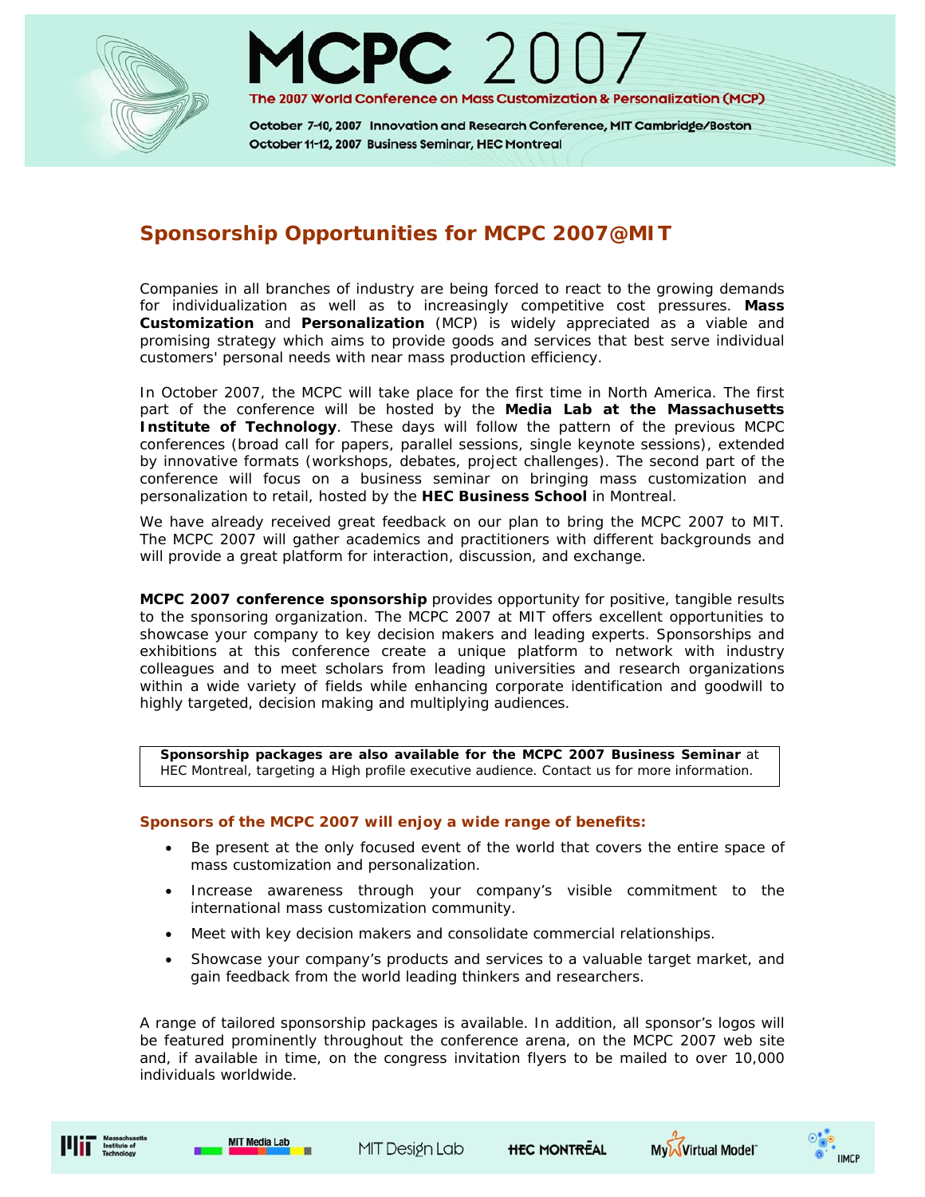# MCPC 2007

The 2007 World Conference on Mass Customization & Personalization (MCP)

October 7-10, 2007 Innovation and Research Conference, MIT Cambridge/Boston
October 11-12, 2007 Business Seminar, HEC Montreal

## Sponsorship Opportunities for MCPC 2007@MIT

Companies in all branches of industry are being forced to react to the growing demands for individualization as well as to increasingly competitive cost pressures. **Mass Customization** and **Personalization** (MCP) is widely appreciated as a viable and promising strategy which aims to provide goods and services that best serve individual customers' personal needs with near mass production efficiency.

In October 2007, the MCPC will take place for the first time in North America. The first part of the conference will be hosted by the **Media Lab at the Massachusetts Institute of Technology**. These days will follow the pattern of the previous MCPC conferences (broad call for papers, parallel sessions, single keynote sessions), extended by innovative formats (workshops, debates, project challenges). The second part of the conference will focus on a business seminar on bringing mass customization and personalization to retail, hosted by the **HEC Business School** in Montreal.

We have already received great feedback on our plan to bring the MCPC 2007 to MIT. The MCPC 2007 will gather academics and practitioners with different backgrounds and will provide a great platform for interaction, discussion, and exchange.

**MCPC 2007 conference sponsorship** provides opportunity for positive, tangible results to the sponsoring organization. The MCPC 2007 at MIT offers excellent opportunities to showcase your company to key decision makers and leading experts. Sponsorships and exhibitions at this conference create a unique platform to network with industry colleagues and to meet scholars from leading universities and research organizations within a wide variety of fields while enhancing corporate identification and goodwill to highly targeted, decision making and multiplying audiences.

> **Sponsorship packages are also available for the MCPC 2007 Business Seminar** at HEC Montreal, targeting a High profile executive audience. Contact us for more information.

### Sponsors of the MCPC 2007 will enjoy a wide range of benefits:

- Be present at the only focused event of the world that covers the entire space of mass customization and personalization.
- Increase awareness through your company's visible commitment to the international mass customization community.
- Meet with key decision makers and consolidate commercial relationships.
- Showcase your company's products and services to a valuable target market, and gain feedback from the world leading thinkers and researchers.

A range of tailored sponsorship packages is available. In addition, all sponsor's logos will be featured prominently throughout the conference arena, on the MCPC 2007 web site and, if available in time, on the congress invitation flyers to be mailed to over 10,000 individuals worldwide.

Massachusetts Institute of Technology | MIT Media Lab | MIT Design Lab | HEC MONTRÉAL | My Virtual Model™ | IIMCP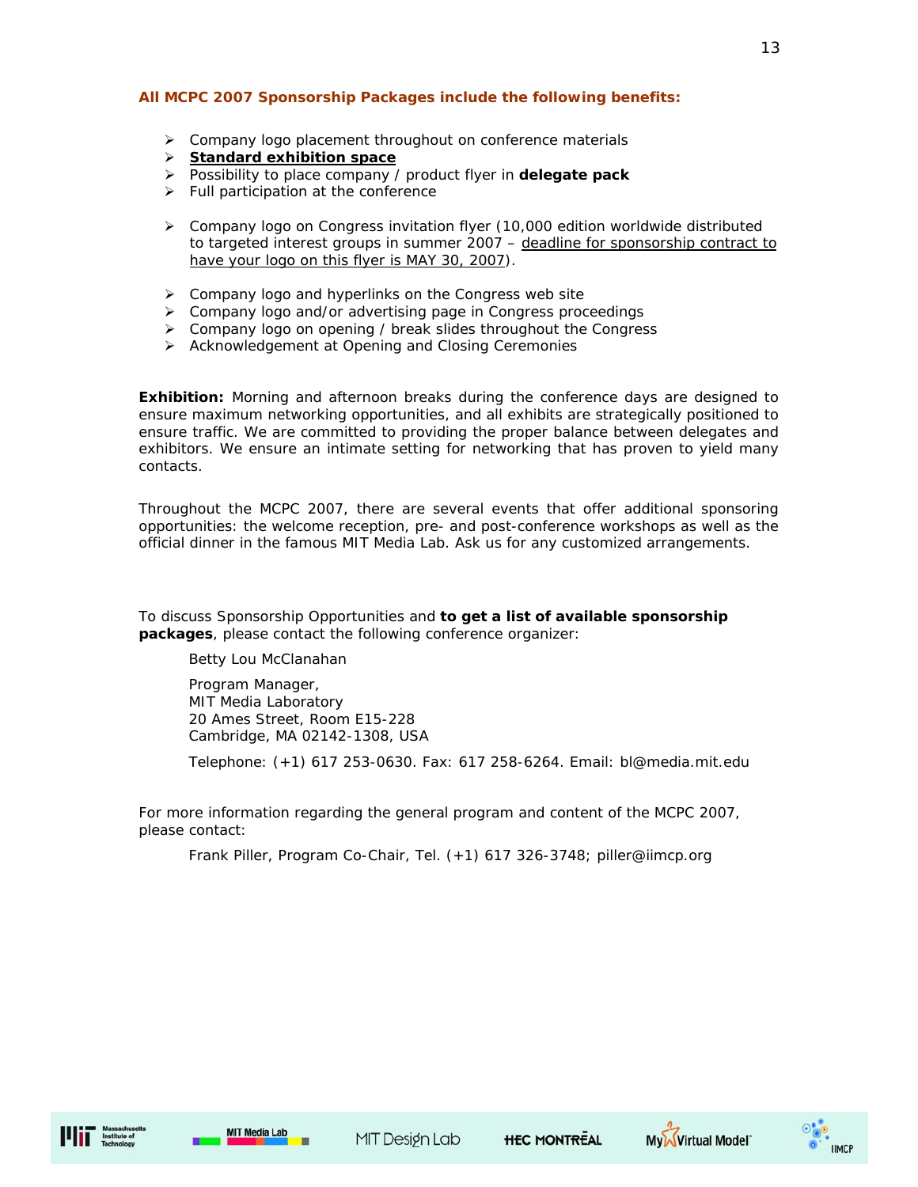**All MCPC 2007 Sponsorship Packages include the following benefits:**

- Company logo placement throughout on conference materials
- **Standard exhibition space**
- Possibility to place company / product flyer in **delegate pack**
- Full participation at the conference

- Company logo on Congress invitation flyer (10,000 edition worldwide distributed to targeted interest groups in summer 2007 – deadline for sponsorship contract to have your logo on this flyer is MAY 30, 2007).

- Company logo and hyperlinks on the Congress web site
- Company logo and/or advertising page in Congress proceedings
- Company logo on opening / break slides throughout the Congress
- Acknowledgement at Opening and Closing Ceremonies

**Exhibition:** Morning and afternoon breaks during the conference days are designed to ensure maximum networking opportunities, and all exhibits are strategically positioned to ensure traffic. We are committed to providing the proper balance between delegates and exhibitors. We ensure an intimate setting for networking that has proven to yield many contacts.

Throughout the MCPC 2007, there are several events that offer additional sponsoring opportunities: the welcome reception, pre- and post-conference workshops as well as the official dinner in the famous MIT Media Lab. Ask us for any customized arrangements.

To discuss Sponsorship Opportunities and **to get a list of available sponsorship packages**, please contact the following conference organizer:

Betty Lou McClanahan

Program Manager,
MIT Media Laboratory
20 Ames Street, Room E15-228
Cambridge, MA 02142-1308, USA

Telephone: (+1) 617 253-0630. Fax: 617 258-6264. Email: bl@media.mit.edu

For more information regarding the general program and content of the MCPC 2007, please contact:

Frank Piller, Program Co-Chair, Tel. (+1) 617 326-3748; piller@iimcp.org